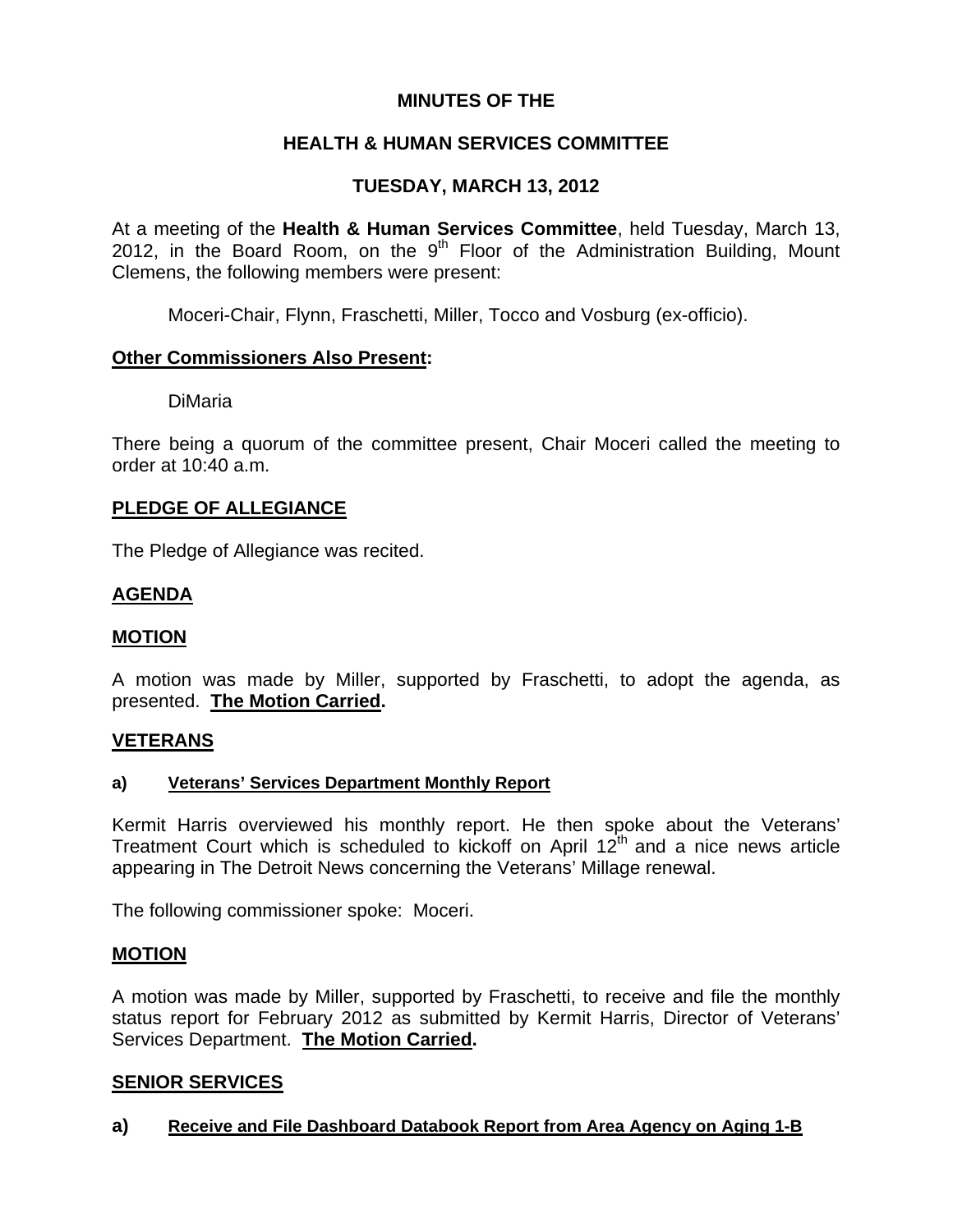# MINUTES OF THE

# HEALTH & HUMAN SERVICES COMMITTEE

# TUESDAY, MARCH 13, 2012

At a meeting of the **Health & Human Services Committee**, held Tuesday, March 13, 2012, in the Board Room, on the 9th Floor of the Administration Building, Mount Clemens, the following members were present:

Moceri-Chair, Flynn, Fraschetti, Miller, Tocco and Vosburg (ex-officio).

**Other Commissioners Also Present:**

DiMaria

There being a quorum of the committee present, Chair Moceri called the meeting to order at 10:40 a.m.

## PLEDGE OF ALLEGIANCE

The Pledge of Allegiance was recited.

## AGENDA

## MOTION

A motion was made by Miller, supported by Fraschetti, to adopt the agenda, as presented. **The Motion Carried.**

## VETERANS

### a) Veterans' Services Department Monthly Report

Kermit Harris overviewed his monthly report. He then spoke about the Veterans' Treatment Court which is scheduled to kickoff on April 12th and a nice news article appearing in The Detroit News concerning the Veterans' Millage renewal.

The following commissioner spoke: Moceri.

## MOTION

A motion was made by Miller, supported by Fraschetti, to receive and file the monthly status report for February 2012 as submitted by Kermit Harris, Director of Veterans' Services Department. **The Motion Carried.**

## SENIOR SERVICES

### a) Receive and File Dashboard Databook Report from Area Agency on Aging 1-B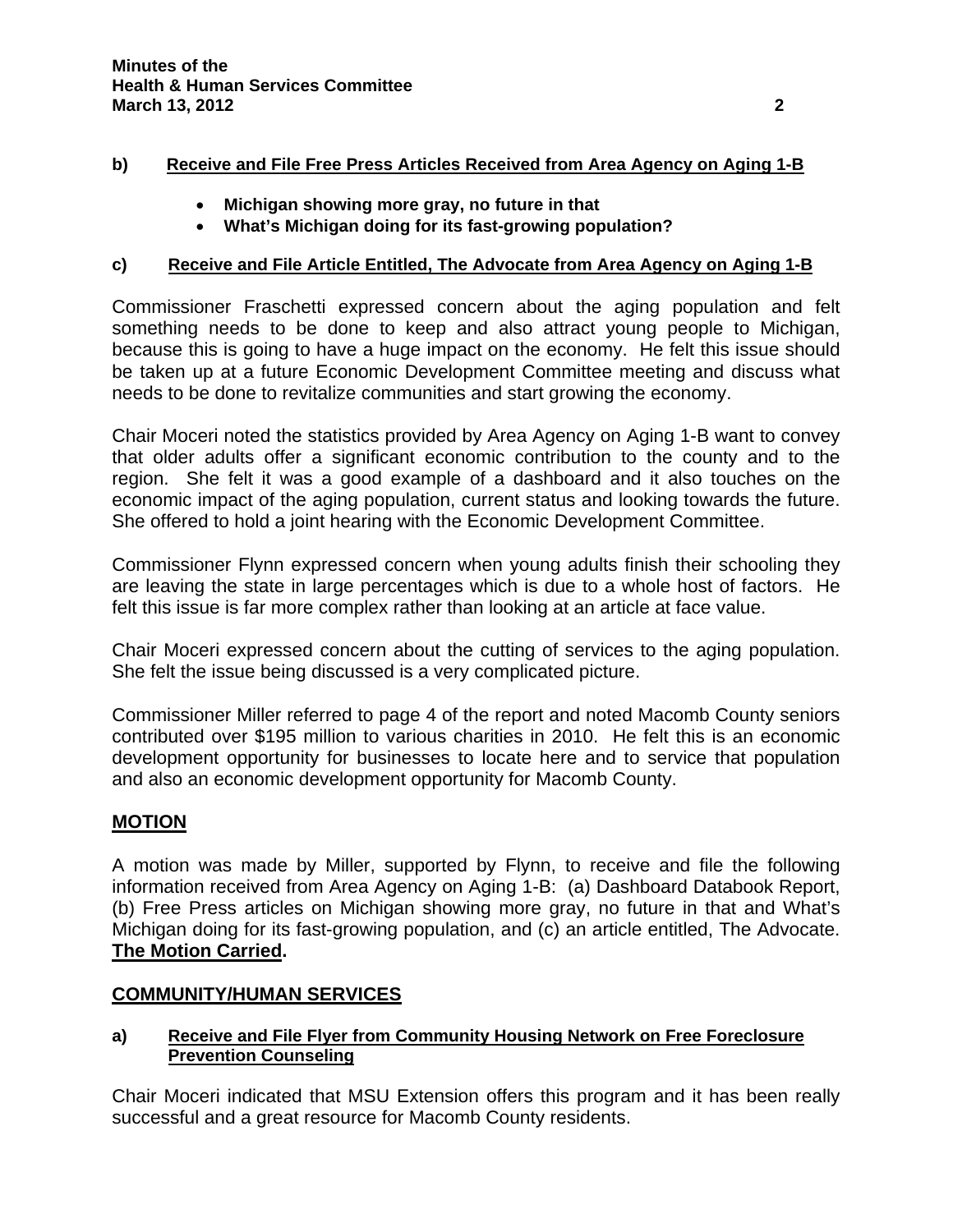**b) Receive and File Free Press Articles Received from Area Agency on Aging 1-B**

- **Michigan showing more gray, no future in that**
- **What's Michigan doing for its fast-growing population?**

**c) Receive and File Article Entitled, The Advocate from Area Agency on Aging 1-B**

Commissioner Fraschetti expressed concern about the aging population and felt something needs to be done to keep and also attract young people to Michigan, because this is going to have a huge impact on the economy. He felt this issue should be taken up at a future Economic Development Committee meeting and discuss what needs to be done to revitalize communities and start growing the economy.

Chair Moceri noted the statistics provided by Area Agency on Aging 1-B want to convey that older adults offer a significant economic contribution to the county and to the region. She felt it was a good example of a dashboard and it also touches on the economic impact of the aging population, current status and looking towards the future. She offered to hold a joint hearing with the Economic Development Committee.

Commissioner Flynn expressed concern when young adults finish their schooling they are leaving the state in large percentages which is due to a whole host of factors. He felt this issue is far more complex rather than looking at an article at face value.

Chair Moceri expressed concern about the cutting of services to the aging population. She felt the issue being discussed is a very complicated picture.

Commissioner Miller referred to page 4 of the report and noted Macomb County seniors contributed over $195 million to various charities in 2010. He felt this is an economic development opportunity for businesses to locate here and to service that population and also an economic development opportunity for Macomb County.

## MOTION

A motion was made by Miller, supported by Flynn, to receive and file the following information received from Area Agency on Aging 1-B: (a) Dashboard Databook Report, (b) Free Press articles on Michigan showing more gray, no future in that and What's Michigan doing for its fast-growing population, and (c) an article entitled, The Advocate. **The Motion Carried.**

## COMMUNITY/HUMAN SERVICES

**a) Receive and File Flyer from Community Housing Network on Free Foreclosure Prevention Counseling**

Chair Moceri indicated that MSU Extension offers this program and it has been really successful and a great resource for Macomb County residents.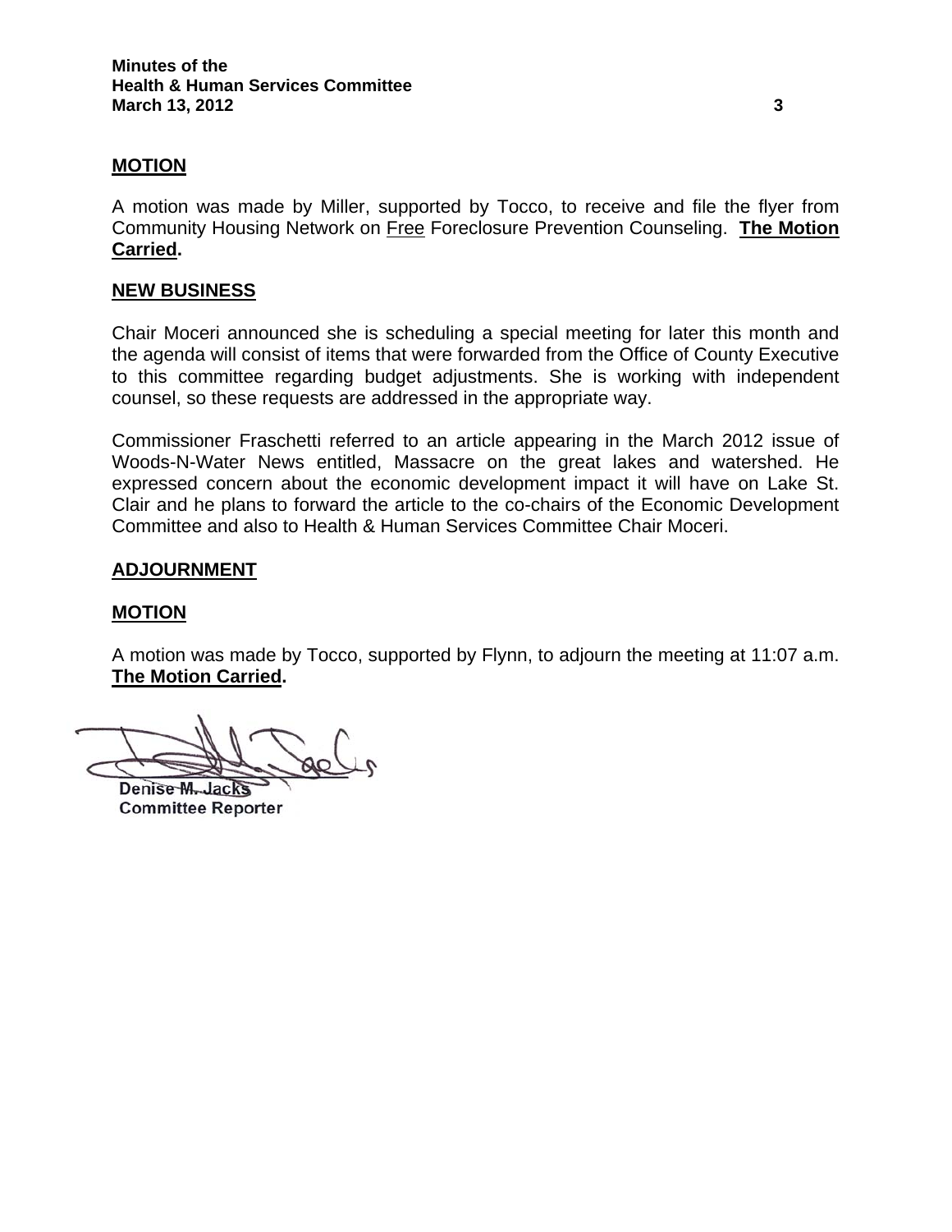**MOTION**

A motion was made by Miller, supported by Tocco, to receive and file the flyer from Community Housing Network on Free Foreclosure Prevention Counseling. **The Motion Carried.**

**NEW BUSINESS**

Chair Moceri announced she is scheduling a special meeting for later this month and the agenda will consist of items that were forwarded from the Office of County Executive to this committee regarding budget adjustments. She is working with independent counsel, so these requests are addressed in the appropriate way.

Commissioner Fraschetti referred to an article appearing in the March 2012 issue of Woods-N-Water News entitled, Massacre on the great lakes and watershed. He expressed concern about the economic development impact it will have on Lake St. Clair and he plans to forward the article to the co-chairs of the Economic Development Committee and also to Health & Human Services Committee Chair Moceri.

**ADJOURNMENT**

**MOTION**

A motion was made by Tocco, supported by Flynn, to adjourn the meeting at 11:07 a.m. **The Motion Carried.**

Denise M. Jacks
Committee Reporter